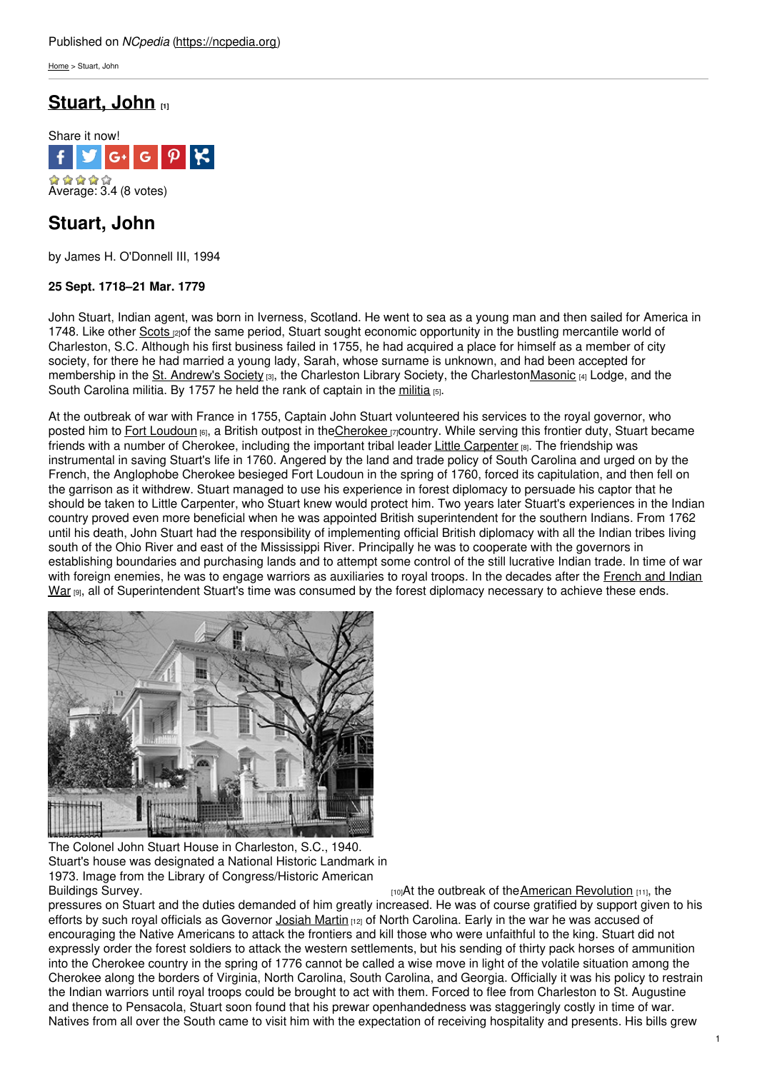Published on *NCpedia* (https://ncpedia.org)

Home > Stuart, John

# Stuart, John [1]

Share it now!

Average: 3.4 (8 votes)

## Stuart, John

by James H. O'Donnell III, 1994

**25 Sept. 1718–21 Mar. 1779**

John Stuart, Indian agent, was born in Iverness, Scotland. He went to sea as a young man and then sailed for America in 1748. Like other Scots [2] of the same period, Stuart sought economic opportunity in the bustling mercantile world of Charleston, S.C. Although his first business failed in 1755, he had acquired a place for himself as a member of city society, for there he had married a young lady, Sarah, whose surname is unknown, and had been accepted for membership in the St. Andrew's Society [3], the Charleston Library Society, the Charleston Masonic [4] Lodge, and the South Carolina militia. By 1757 he held the rank of captain in the militia [5].

At the outbreak of war with France in 1755, Captain John Stuart volunteered his services to the royal governor, who posted him to Fort Loudoun [6], a British outpost in the Cherokee [7] country. While serving this frontier duty, Stuart became friends with a number of Cherokee, including the important tribal leader Little Carpenter [8]. The friendship was instrumental in saving Stuart's life in 1760. Angered by the land and trade policy of South Carolina and urged on by the French, the Anglophobe Cherokee besieged Fort Loudoun in the spring of 1760, forced its capitulation, and then fell on the garrison as it withdrew. Stuart managed to use his experience in forest diplomacy to persuade his captor that he should be taken to Little Carpenter, who Stuart knew would protect him. Two years later Stuart's experiences in the Indian country proved even more beneficial when he was appointed British superintendent for the southern Indians. From 1762 until his death, John Stuart had the responsibility of implementing official British diplomacy with all the Indian tribes living south of the Ohio River and east of the Mississippi River. Principally he was to cooperate with the governors in establishing boundaries and purchasing lands and to attempt some control of the still lucrative Indian trade. In time of war with foreign enemies, he was to engage warriors as auxiliaries to royal troops. In the decades after the French and Indian War [9], all of Superintendent Stuart's time was consumed by the forest diplomacy necessary to achieve these ends.

The Colonel John Stuart House in Charleston, S.C., 1940. Stuart's house was designated a National Historic Landmark in 1973. Image from the Library of Congress/Historic American Buildings Survey. [10]

At the outbreak of the American Revolution [11], the pressures on Stuart and the duties demanded of him greatly increased. He was of course gratified by support given to his efforts by such royal officials as Governor Josiah Martin [12] of North Carolina. Early in the war he was accused of encouraging the Native Americans to attack the frontiers and kill those who were unfaithful to the king. Stuart did not expressly order the forest soldiers to attack the western settlements, but his sending of thirty pack horses of ammunition into the Cherokee country in the spring of 1776 cannot be called a wise move in light of the volatile situation among the Cherokee along the borders of Virginia, North Carolina, South Carolina, and Georgia. Officially it was his policy to restrain the Indian warriors until royal troops could be brought to act with them. Forced to flee from Charleston to St. Augustine and thence to Pensacola, Stuart soon found that his prewar openhandedness was staggeringly costly in time of war. Natives from all over the South came to visit him with the expectation of receiving hospitality and presents. His bills grew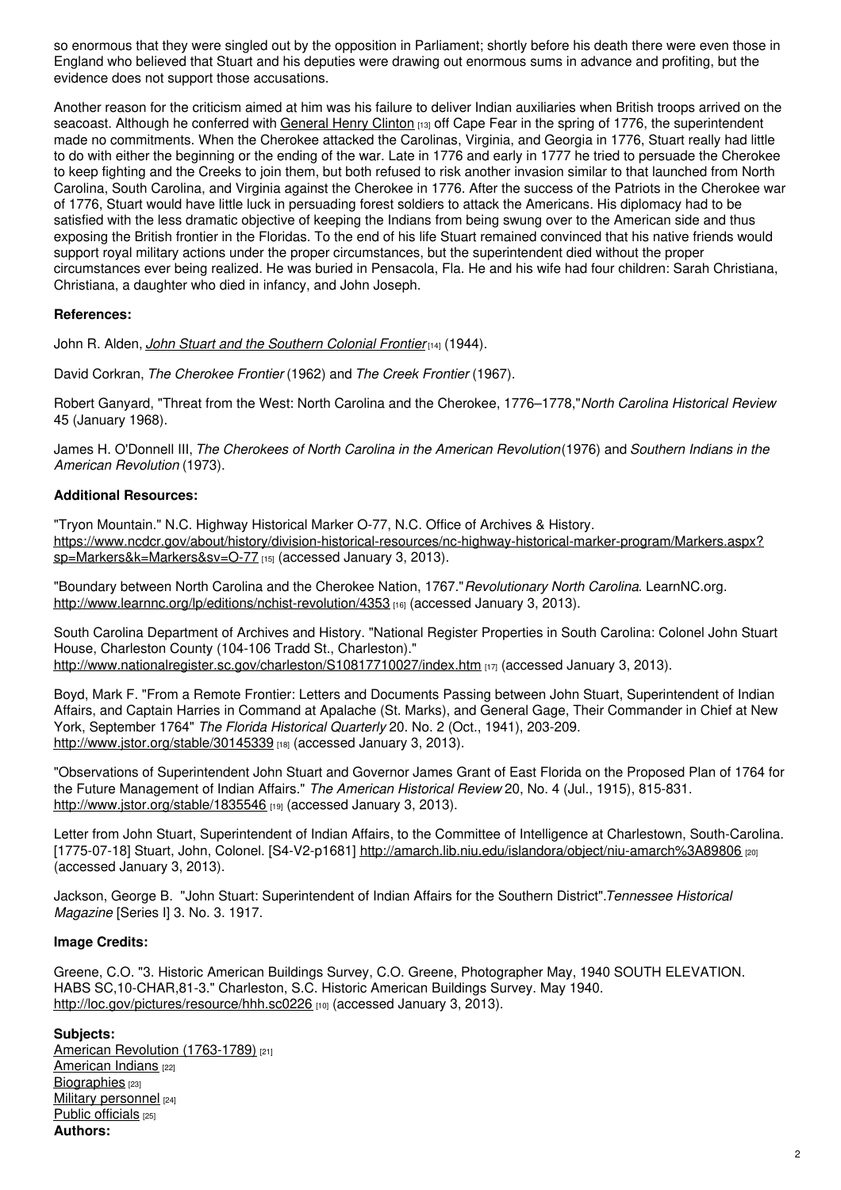so enormous that they were singled out by the opposition in Parliament; shortly before his death there were even those in England who believed that Stuart and his deputies were drawing out enormous sums in advance and profiting, but the evidence does not support those accusations.

Another reason for the criticism aimed at him was his failure to deliver Indian auxiliaries when British troops arrived on the seacoast. Although he conferred with General Henry Clinton [13] off Cape Fear in the spring of 1776, the superintendent made no commitments. When the Cherokee attacked the Carolinas, Virginia, and Georgia in 1776, Stuart really had little to do with either the beginning or the ending of the war. Late in 1776 and early in 1777 he tried to persuade the Cherokee to keep fighting and the Creeks to join them, but both refused to risk another invasion similar to that launched from North Carolina, South Carolina, and Virginia against the Cherokee in 1776. After the success of the Patriots in the Cherokee war of 1776, Stuart would have little luck in persuading forest soldiers to attack the Americans. His diplomacy had to be satisfied with the less dramatic objective of keeping the Indians from being swung over to the American side and thus exposing the British frontier in the Floridas. To the end of his life Stuart remained convinced that his native friends would support royal military actions under the proper circumstances, but the superintendent died without the proper circumstances ever being realized. He was buried in Pensacola, Fla. He and his wife had four children: Sarah Christiana, Christiana, a daughter who died in infancy, and John Joseph.

**References:**

John R. Alden, *John Stuart and the Southern Colonial Frontier* [14] (1944).

David Corkran, *The Cherokee Frontier* (1962) and *The Creek Frontier* (1967).

Robert Ganyard, "Threat from the West: North Carolina and the Cherokee, 1776–1778," *North Carolina Historical Review* 45 (January 1968).

James H. O'Donnell III, *The Cherokees of North Carolina in the American Revolution* (1976) and *Southern Indians in the American Revolution* (1973).

**Additional Resources:**

"Tryon Mountain." N.C. Highway Historical Marker O-77, N.C. Office of Archives & History. https://www.ncdcr.gov/about/history/division-historical-resources/nc-highway-historical-marker-program/Markers.aspx?sp=Markers&k=Markers&sv=O-77 [15] (accessed January 3, 2013).

"Boundary between North Carolina and the Cherokee Nation, 1767." *Revolutionary North Carolina*. LearnNC.org. http://www.learnnc.org/lp/editions/nchist-revolution/4353 [16] (accessed January 3, 2013).

South Carolina Department of Archives and History. "National Register Properties in South Carolina: Colonel John Stuart House, Charleston County (104-106 Tradd St., Charleston)." http://www.nationalregister.sc.gov/charleston/S10817710027/index.htm [17] (accessed January 3, 2013).

Boyd, Mark F. "From a Remote Frontier: Letters and Documents Passing between John Stuart, Superintendent of Indian Affairs, and Captain Harries in Command at Apalache (St. Marks), and General Gage, Their Commander in Chief at New York, September 1764" *The Florida Historical Quarterly* 20. No. 2 (Oct., 1941), 203-209. http://www.jstor.org/stable/30145339 [18] (accessed January 3, 2013).

"Observations of Superintendent John Stuart and Governor James Grant of East Florida on the Proposed Plan of 1764 for the Future Management of Indian Affairs." *The American Historical Review* 20, No. 4 (Jul., 1915), 815-831. http://www.jstor.org/stable/1835546 [19] (accessed January 3, 2013).

Letter from John Stuart, Superintendent of Indian Affairs, to the Committee of Intelligence at Charlestown, South-Carolina. [1775-07-18] Stuart, John, Colonel. [S4-V2-p1681] http://amarch.lib.niu.edu/islandora/object/niu-amarch%3A89806 [20] (accessed January 3, 2013).

Jackson, George B. "John Stuart: Superintendent of Indian Affairs for the Southern District". *Tennessee Historical Magazine* [Series I] 3. No. 3. 1917.

**Image Credits:**

Greene, C.O. "3. Historic American Buildings Survey, C.O. Greene, Photographer May, 1940 SOUTH ELEVATION. HABS SC,10-CHAR,81-3." Charleston, S.C. Historic American Buildings Survey. May 1940. http://loc.gov/pictures/resource/hhh.sc0226 [10] (accessed January 3, 2013).

**Subjects:**
American Revolution (1763-1789) [21]
American Indians [22]
Biographies [23]
Military personnel [24]
Public officials [25]
**Authors:**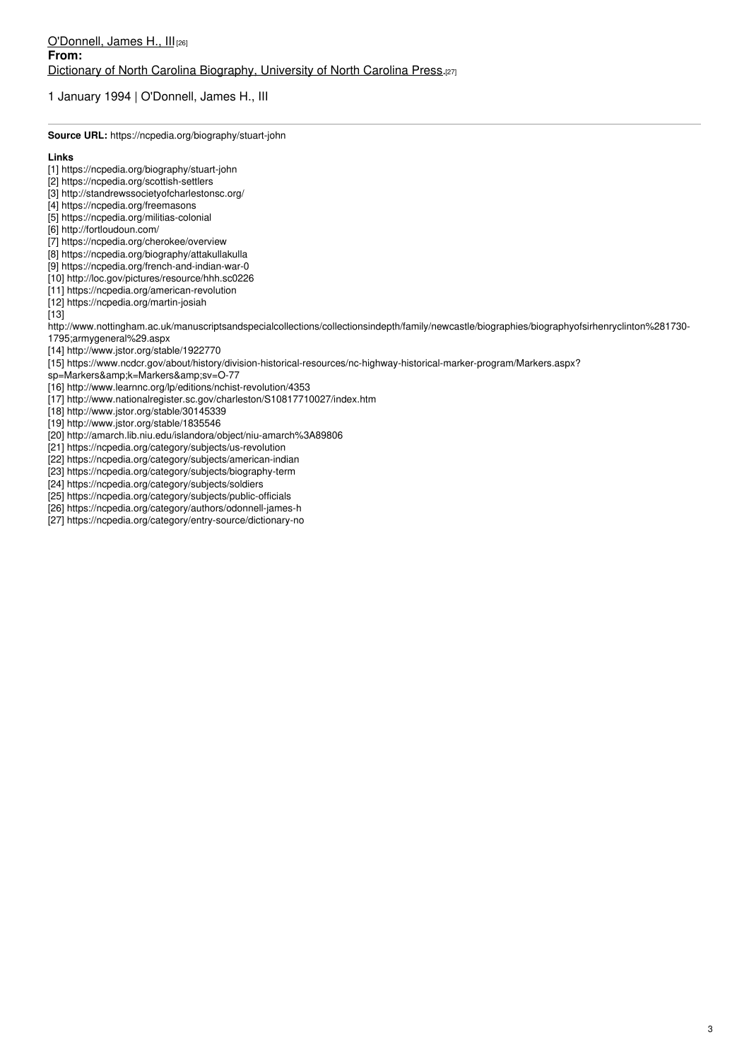O'Donnell, James H., III[26]
**From:**
Dictionary of North Carolina Biography, University of North Carolina Press.[27]

1 January 1994 | O'Donnell, James H., III

---

**Source URL:** https://ncpedia.org/biography/stuart-john

**Links**

[1] https://ncpedia.org/biography/stuart-john
[2] https://ncpedia.org/scottish-settlers
[3] http://standrewssocietyofcharlestonsc.org/
[4] https://ncpedia.org/freemasons
[5] https://ncpedia.org/militias-colonial
[6] http://fortloudoun.com/
[7] https://ncpedia.org/cherokee/overview
[8] https://ncpedia.org/biography/attakullakulla
[9] https://ncpedia.org/french-and-indian-war-0
[10] http://loc.gov/pictures/resource/hhh.sc0226
[11] https://ncpedia.org/american-revolution
[12] https://ncpedia.org/martin-josiah
[13] http://www.nottingham.ac.uk/manuscriptsandspecialcollections/collectionsindepth/family/newcastle/biographies/biographyofsirhenryclinton%281730-1795;armygeneral%29.aspx
[14] http://www.jstor.org/stable/1922770
[15] https://www.ncdcr.gov/about/history/division-historical-resources/nc-highway-historical-marker-program/Markers.aspx?sp=Markers&amp;k=Markers&amp;sv=O-77
[16] http://www.learnnc.org/lp/editions/nchist-revolution/4353
[17] http://www.nationalregister.sc.gov/charleston/S10817710027/index.htm
[18] http://www.jstor.org/stable/30145339
[19] http://www.jstor.org/stable/1835546
[20] http://amarch.lib.niu.edu/islandora/object/niu-amarch%3A89806
[21] https://ncpedia.org/category/subjects/us-revolution
[22] https://ncpedia.org/category/subjects/american-indian
[23] https://ncpedia.org/category/subjects/biography-term
[24] https://ncpedia.org/category/subjects/soldiers
[25] https://ncpedia.org/category/subjects/public-officials
[26] https://ncpedia.org/category/authors/odonnell-james-h
[27] https://ncpedia.org/category/entry-source/dictionary-no